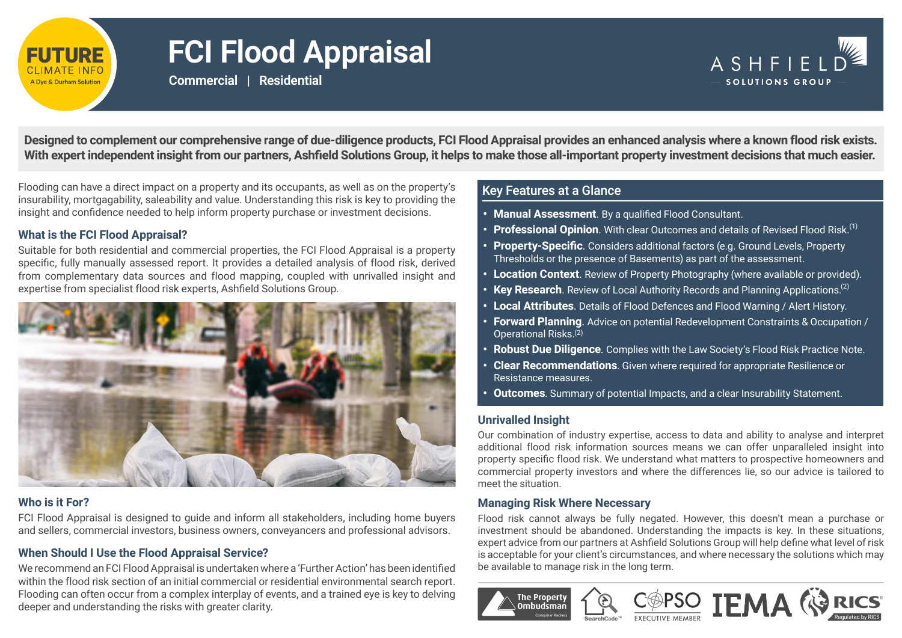# FCI Flood Appraisal

**Commercial | Residential**

**Designed to complement our comprehensive range of due-diligence products, FCI Flood Appraisal provides an enhanced analysis where a known flood risk exists. With expert independent insight from our partners, Ashfield Solutions Group, it helps to make those all-important property investment decisions that much easier.**

Flooding can have a direct impact on a property and its occupants, as well as on the property's insurability, mortgagability, saleability and value. Understanding this risk is key to providing the insight and confidence needed to help inform property purchase or investment decisions.

### What is the FCI Flood Appraisal?

Suitable for both residential and commercial properties, the FCI Flood Appraisal is a property specific, fully manually assessed report. It provides a detailed analysis of flood risk, derived from complementary data sources and flood mapping, coupled with unrivalled insight and expertise from specialist flood risk experts, Ashfield Solutions Group.

### Who is it For?

FCI Flood Appraisal is designed to guide and inform all stakeholders, including home buyers and sellers, commercial investors, business owners, conveyancers and professional advisors.

### When Should I Use the Flood Appraisal Service?

We recommend an FCI Flood Appraisal is undertaken where a 'Further Action' has been identified within the flood risk section of an initial commercial or residential environmental search report. Flooding can often occur from a complex interplay of events, and a trained eye is key to delving deeper and understanding the risks with greater clarity.

### Key Features at a Glance

- **Manual Assessment**. By a qualified Flood Consultant.
- **Professional Opinion**. With clear Outcomes and details of Revised Flood Risk.(1)
- **Property-Specific**. Considers additional factors (e.g. Ground Levels, Property Thresholds or the presence of Basements) as part of the assessment.
- **Location Context**. Review of Property Photography (where available or provided).
- **Key Research**. Review of Local Authority Records and Planning Applications.(2)
- **Local Attributes**. Details of Flood Defences and Flood Warning / Alert History.
- **Forward Planning**. Advice on potential Redevelopment Constraints & Occupation / Operational Risks.(2)
- **Robust Due Diligence**. Complies with the Law Society's Flood Risk Practice Note.
- **Clear Recommendations**. Given where required for appropriate Resilience or Resistance measures.
- **Outcomes**. Summary of potential Impacts, and a clear Insurability Statement.

### Unrivalled Insight

Our combination of industry expertise, access to data and ability to analyse and interpret additional flood risk information sources means we can offer unparalleled insight into property specific flood risk. We understand what matters to prospective homeowners and commercial property investors and where the differences lie, so our advice is tailored to meet the situation.

### Managing Risk Where Necessary

Flood risk cannot always be fully negated. However, this doesn't mean a purchase or investment should be abandoned. Understanding the impacts is key. In these situations, expert advice from our partners at Ashfield Solutions Group will help define what level of risk is acceptable for your client's circumstances, and where necessary the solutions which may be available to manage risk in the long term.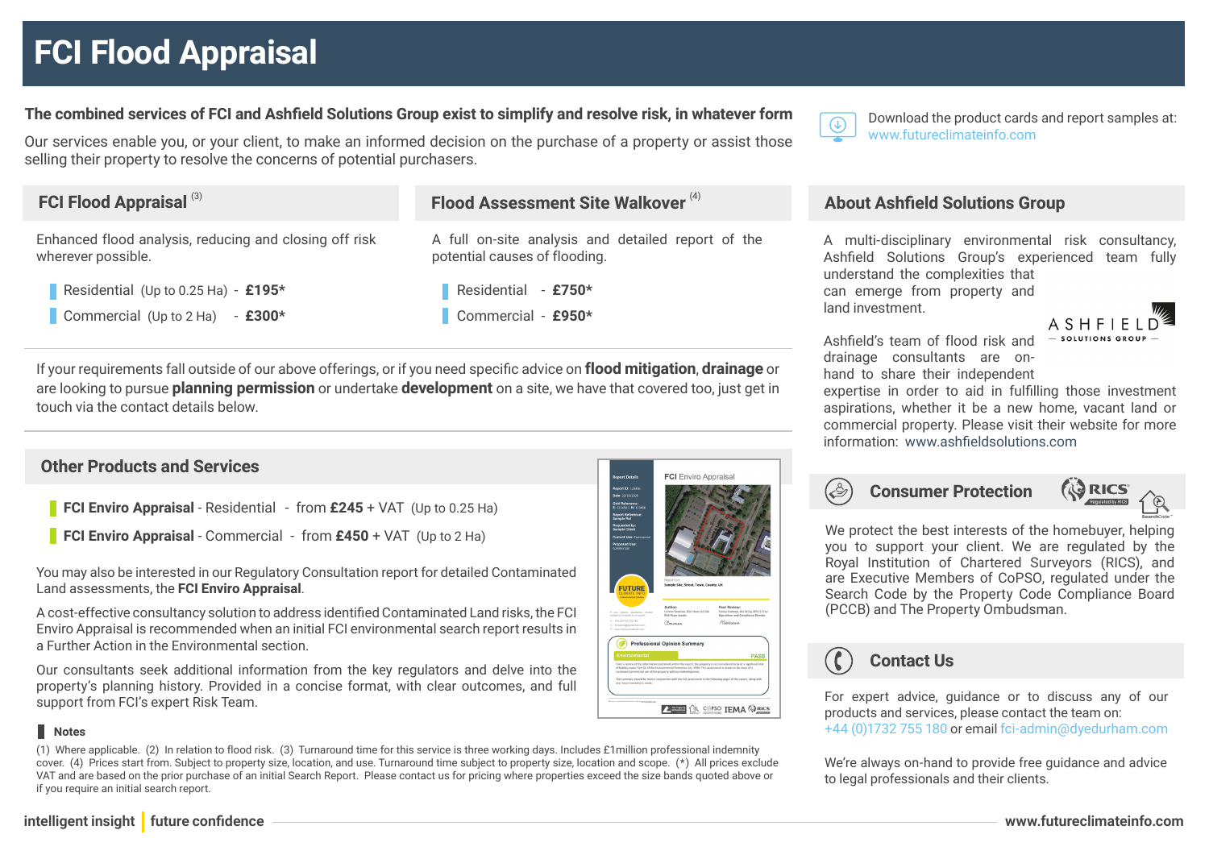# FCI Flood Appraisal

**The combined services of FCI and Ashfield Solutions Group exist to simplify and resolve risk, in whatever form**

Our services enable you, or your client, to make an informed decision on the purchase of a property or assist those selling their property to resolve the concerns of potential purchasers.

Download the product cards and report samples at: www.futureclimateinfo.com

## FCI Flood Appraisal (3)

Enhanced flood analysis, reducing and closing off risk wherever possible.

- Residential (Up to 0.25 Ha) - **£195***
- Commercial (Up to 2 Ha) - **£300***

## Flood Assessment Site Walkover (4)

A full on-site analysis and detailed report of the potential causes of flooding.

- Residential - **£750***
- Commercial - **£950***

If your requirements fall outside of our above offerings, or if you need specific advice on **flood mitigation**, **drainage** or are looking to pursue **planning permission** or undertake **development** on a site, we have that covered too, just get in touch via the contact details below.

## Other Products and Services

- **FCI Enviro Appraisal** - Residential - from **£245** + VAT (Up to 0.25 Ha)
- **FCI Enviro Appraisal** - Commercial - from **£450** + VAT (Up to 2 Ha)

You may also be interested in our Regulatory Consultation report for detailed Contaminated Land assessments, the **FCI Enviro Appraisal**.

A cost-effective consultancy solution to address identified Contaminated Land risks, the FCI Enviro Appraisal is recommended when an initial FCI environmental search report results in a Further Action in the Environmental section.

Our consultants seek additional information from the key regulators and delve into the property's planning history. Provided in a concise format, with clear outcomes, and full support from FCI's expert Risk Team.

**Notes**

(1) Where applicable. (2) In relation to flood risk. (3) Turnaround time for this service is three working days. Includes £1million professional indemnity cover. (4) Prices start from. Subject to property size, location, and use. Turnaround time subject to property size, location and scope. (*) All prices exclude VAT and are based on the prior purchase of an initial Search Report. Please contact us for pricing where properties exceed the size bands quoted above or if you require an initial search report.

## About Ashfield Solutions Group

A multi-disciplinary environmental risk consultancy, Ashfield Solutions Group's experienced team fully understand the complexities that can emerge from property and land investment.

Ashfield's team of flood risk and drainage consultants are on-hand to share their independent expertise in order to aid in fulfilling those investment aspirations, whether it be a new home, vacant land or commercial property. Please visit their website for more information: www.ashfieldsolutions.com

## Consumer Protection

We protect the best interests of the homebuyer, helping you to support your client. We are regulated by the Royal Institution of Chartered Surveyors (RICS), and are Executive Members of CoPSO, regulated under the Search Code by the Property Code Compliance Board (PCCB) and The Property Ombudsman.

## Contact Us

For expert advice, guidance or to discuss any of our products and services, please contact the team on: +44 (0)1732 755 180 or email fci-admin@dyedurham.com

We're always on-hand to provide free guidance and advice to legal professionals and their clients.

intelligent insight | future confidence

www.futureclimateinfo.com